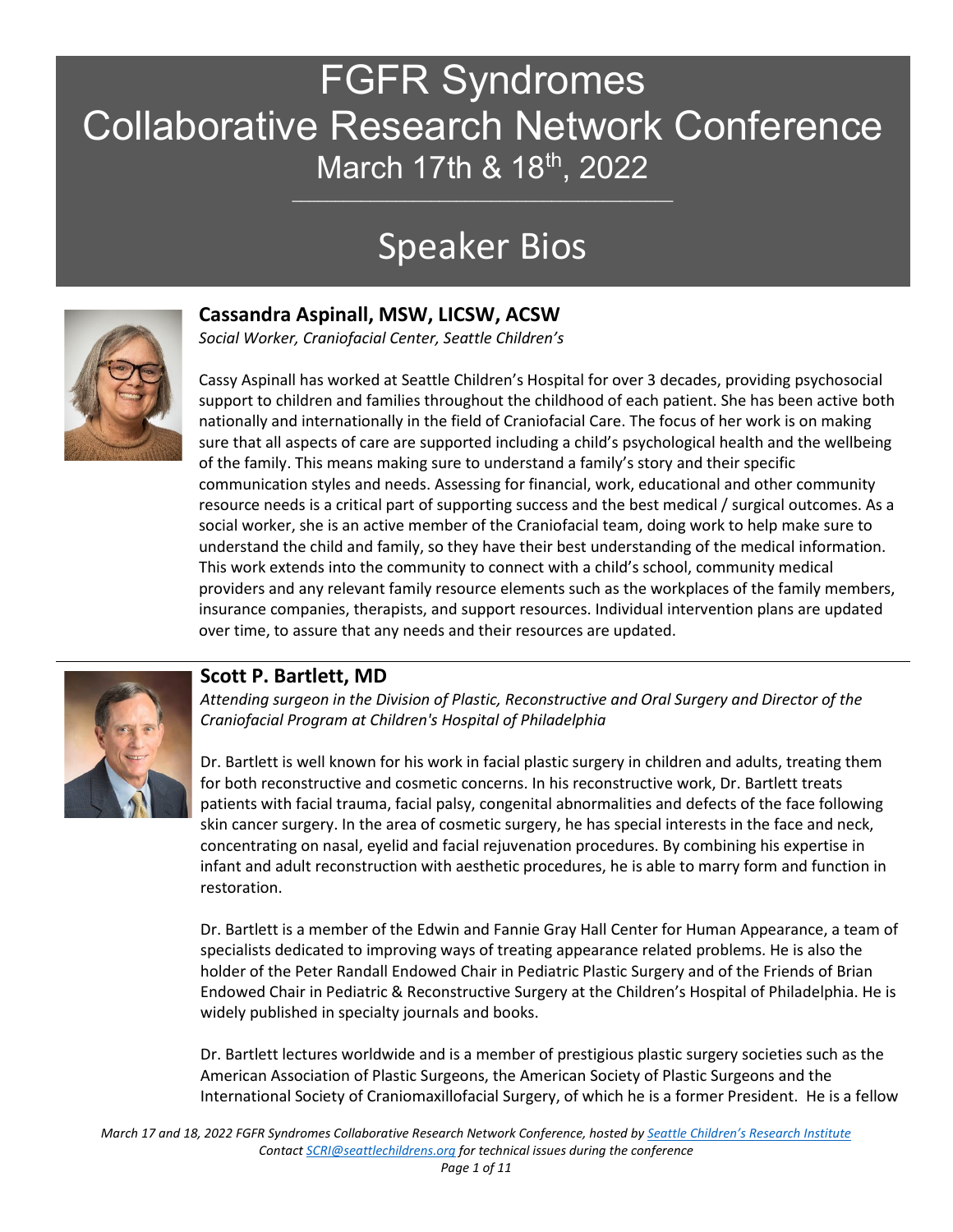# FGFR Syndromes Collaborative Research Network Conference

March 17th & 18th, 2022

## Speaker Bios

### Cassandra Aspinall, MSW, LICSW, ACSW

*Social Worker, Craniofacial Center, Seattle Children's*

Cassy Aspinall has worked at Seattle Children's Hospital for over 3 decades, providing psychosocial support to children and families throughout the childhood of each patient. She has been active both nationally and internationally in the field of Craniofacial Care. The focus of her work is on making sure that all aspects of care are supported including a child's psychological health and the wellbeing of the family. This means making sure to understand a family's story and their specific communication styles and needs. Assessing for financial, work, educational and other community resource needs is a critical part of supporting success and the best medical / surgical outcomes. As a social worker, she is an active member of the Craniofacial team, doing work to help make sure to understand the child and family, so they have their best understanding of the medical information. This work extends into the community to connect with a child's school, community medical providers and any relevant family resource elements such as the workplaces of the family members, insurance companies, therapists, and support resources. Individual intervention plans are updated over time, to assure that any needs and their resources are updated.

---

### Scott P. Bartlett, MD

*Attending surgeon in the Division of Plastic, Reconstructive and Oral Surgery and Director of the Craniofacial Program at Children's Hospital of Philadelphia*

Dr. Bartlett is well known for his work in facial plastic surgery in children and adults, treating them for both reconstructive and cosmetic concerns. In his reconstructive work, Dr. Bartlett treats patients with facial trauma, facial palsy, congenital abnormalities and defects of the face following skin cancer surgery. In the area of cosmetic surgery, he has special interests in the face and neck, concentrating on nasal, eyelid and facial rejuvenation procedures. By combining his expertise in infant and adult reconstruction with aesthetic procedures, he is able to marry form and function in restoration.

Dr. Bartlett is a member of the Edwin and Fannie Gray Hall Center for Human Appearance, a team of specialists dedicated to improving ways of treating appearance related problems. He is also the holder of the Peter Randall Endowed Chair in Pediatric Plastic Surgery and of the Friends of Brian Endowed Chair in Pediatric & Reconstructive Surgery at the Children's Hospital of Philadelphia. He is widely published in specialty journals and books.

Dr. Bartlett lectures worldwide and is a member of prestigious plastic surgery societies such as the American Association of Plastic Surgeons, the American Society of Plastic Surgeons and the International Society of Craniomaxillofacial Surgery, of which he is a former President. He is a fellow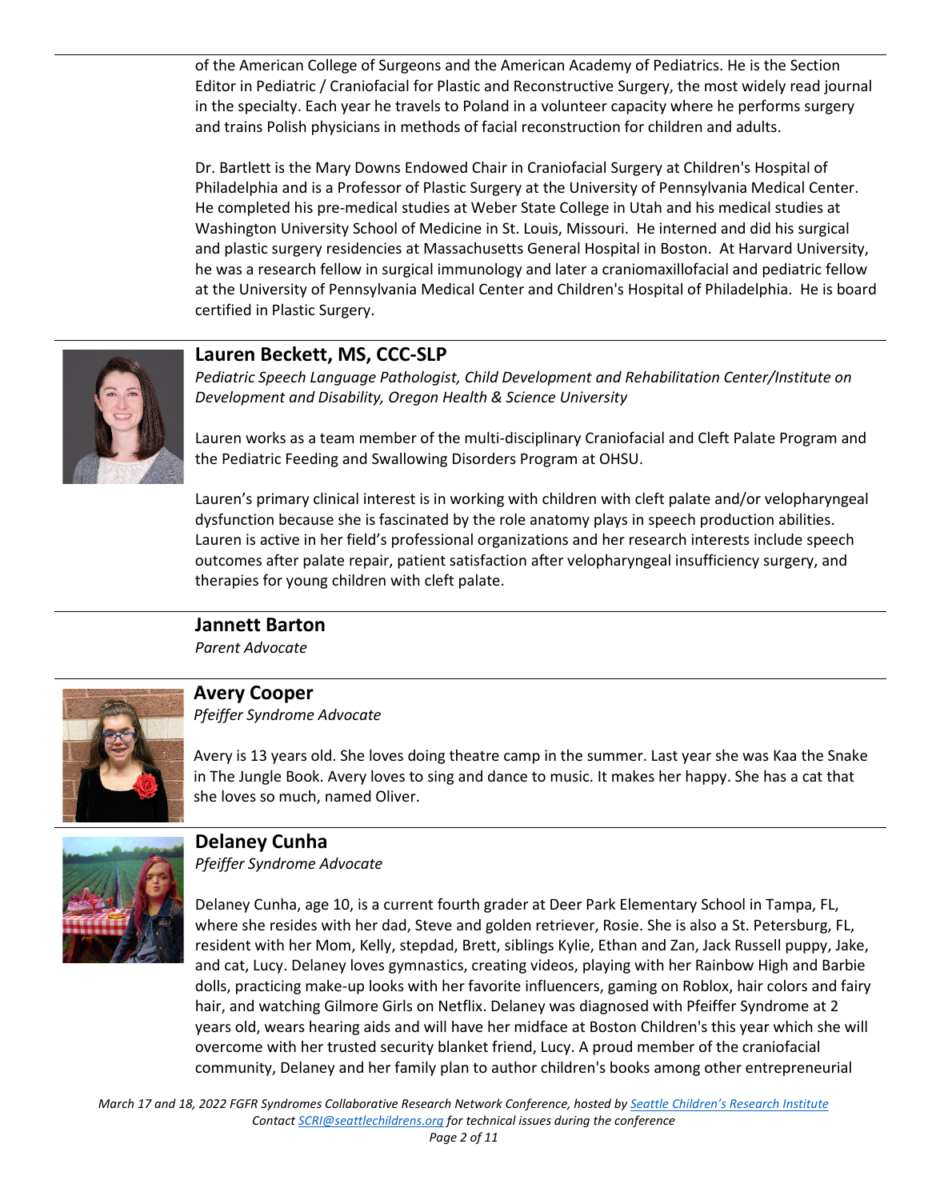of the American College of Surgeons and the American Academy of Pediatrics. He is the Section Editor in Pediatric / Craniofacial for Plastic and Reconstructive Surgery, the most widely read journal in the specialty. Each year he travels to Poland in a volunteer capacity where he performs surgery and trains Polish physicians in methods of facial reconstruction for children and adults.

Dr. Bartlett is the Mary Downs Endowed Chair in Craniofacial Surgery at Children's Hospital of Philadelphia and is a Professor of Plastic Surgery at the University of Pennsylvania Medical Center. He completed his pre-medical studies at Weber State College in Utah and his medical studies at Washington University School of Medicine in St. Louis, Missouri. He interned and did his surgical and plastic surgery residencies at Massachusetts General Hospital in Boston. At Harvard University, he was a research fellow in surgical immunology and later a craniomaxillofacial and pediatric fellow at the University of Pennsylvania Medical Center and Children's Hospital of Philadelphia. He is board certified in Plastic Surgery.

## Lauren Beckett, MS, CCC-SLP

*Pediatric Speech Language Pathologist, Child Development and Rehabilitation Center/Institute on Development and Disability, Oregon Health & Science University*

Lauren works as a team member of the multi-disciplinary Craniofacial and Cleft Palate Program and the Pediatric Feeding and Swallowing Disorders Program at OHSU.

Lauren's primary clinical interest is in working with children with cleft palate and/or velopharyngeal dysfunction because she is fascinated by the role anatomy plays in speech production abilities. Lauren is active in her field's professional organizations and her research interests include speech outcomes after palate repair, patient satisfaction after velopharyngeal insufficiency surgery, and therapies for young children with cleft palate.

## Jannett Barton

*Parent Advocate*

## Avery Cooper

*Pfeiffer Syndrome Advocate*

Avery is 13 years old. She loves doing theatre camp in the summer. Last year she was Kaa the Snake in The Jungle Book. Avery loves to sing and dance to music. It makes her happy. She has a cat that she loves so much, named Oliver.

## Delaney Cunha

*Pfeiffer Syndrome Advocate*

Delaney Cunha, age 10, is a current fourth grader at Deer Park Elementary School in Tampa, FL, where she resides with her dad, Steve and golden retriever, Rosie. She is also a St. Petersburg, FL, resident with her Mom, Kelly, stepdad, Brett, siblings Kylie, Ethan and Zan, Jack Russell puppy, Jake, and cat, Lucy. Delaney loves gymnastics, creating videos, playing with her Rainbow High and Barbie dolls, practicing make-up looks with her favorite influencers, gaming on Roblox, hair colors and fairy hair, and watching Gilmore Girls on Netflix. Delaney was diagnosed with Pfeiffer Syndrome at 2 years old, wears hearing aids and will have her midface at Boston Children's this year which she will overcome with her trusted security blanket friend, Lucy. A proud member of the craniofacial community, Delaney and her family plan to author children's books among other entrepreneurial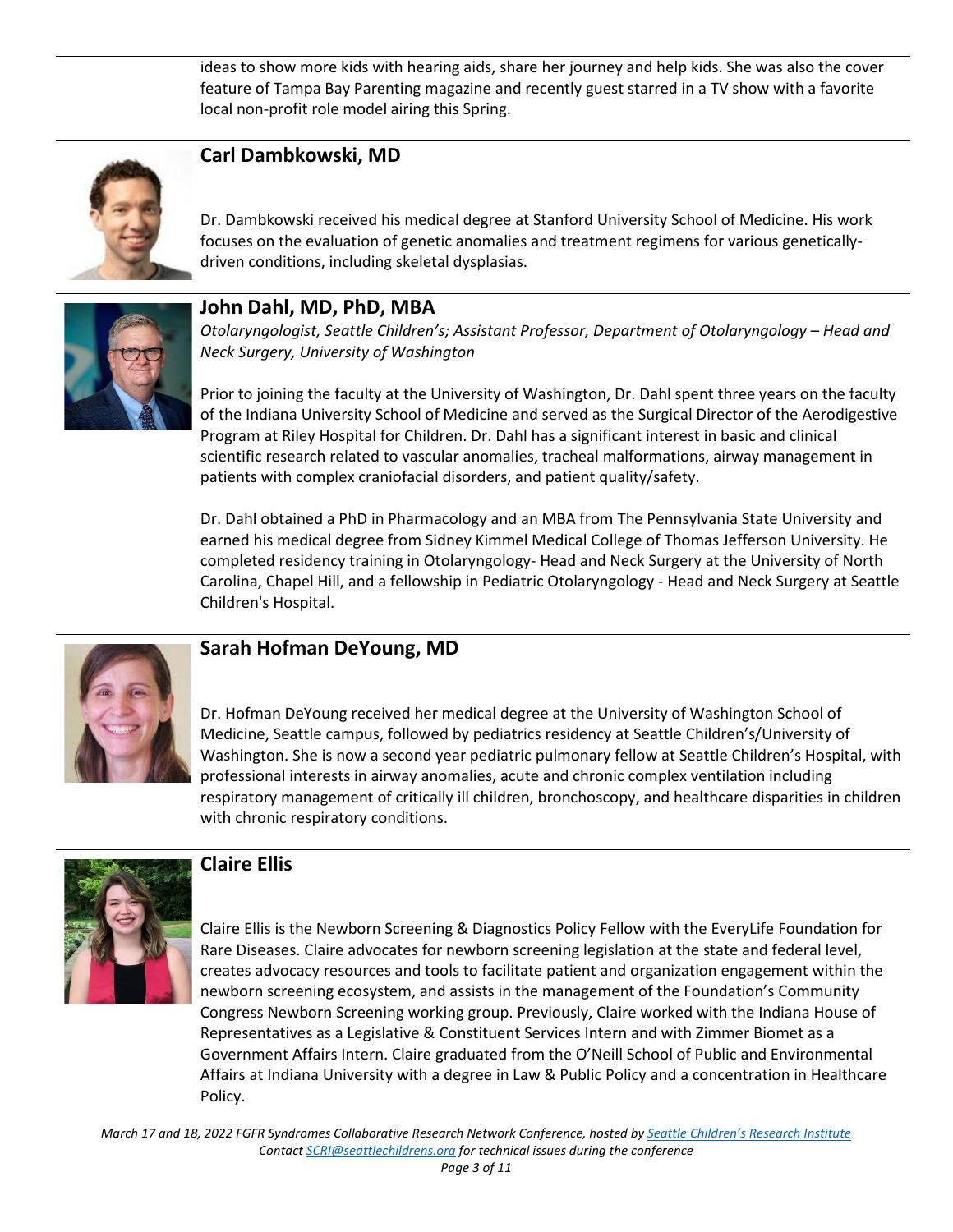ideas to show more kids with hearing aids, share her journey and help kids. She was also the cover feature of Tampa Bay Parenting magazine and recently guest starred in a TV show with a favorite local non-profit role model airing this Spring.

## Carl Dambkowski, MD

Dr. Dambkowski received his medical degree at Stanford University School of Medicine. His work focuses on the evaluation of genetic anomalies and treatment regimens for various genetically-driven conditions, including skeletal dysplasias.

## John Dahl, MD, PhD, MBA

*Otolaryngologist, Seattle Children's; Assistant Professor, Department of Otolaryngology – Head and Neck Surgery, University of Washington*

Prior to joining the faculty at the University of Washington, Dr. Dahl spent three years on the faculty of the Indiana University School of Medicine and served as the Surgical Director of the Aerodigestive Program at Riley Hospital for Children. Dr. Dahl has a significant interest in basic and clinical scientific research related to vascular anomalies, tracheal malformations, airway management in patients with complex craniofacial disorders, and patient quality/safety.

Dr. Dahl obtained a PhD in Pharmacology and an MBA from The Pennsylvania State University and earned his medical degree from Sidney Kimmel Medical College of Thomas Jefferson University. He completed residency training in Otolaryngology- Head and Neck Surgery at the University of North Carolina, Chapel Hill, and a fellowship in Pediatric Otolaryngology - Head and Neck Surgery at Seattle Children's Hospital.

## Sarah Hofman DeYoung, MD

Dr. Hofman DeYoung received her medical degree at the University of Washington School of Medicine, Seattle campus, followed by pediatrics residency at Seattle Children's/University of Washington. She is now a second year pediatric pulmonary fellow at Seattle Children's Hospital, with professional interests in airway anomalies, acute and chronic complex ventilation including respiratory management of critically ill children, bronchoscopy, and healthcare disparities in children with chronic respiratory conditions.

## Claire Ellis

Claire Ellis is the Newborn Screening & Diagnostics Policy Fellow with the EveryLife Foundation for Rare Diseases. Claire advocates for newborn screening legislation at the state and federal level, creates advocacy resources and tools to facilitate patient and organization engagement within the newborn screening ecosystem, and assists in the management of the Foundation's Community Congress Newborn Screening working group. Previously, Claire worked with the Indiana House of Representatives as a Legislative & Constituent Services Intern and with Zimmer Biomet as a Government Affairs Intern. Claire graduated from the O'Neill School of Public and Environmental Affairs at Indiana University with a degree in Law & Public Policy and a concentration in Healthcare Policy.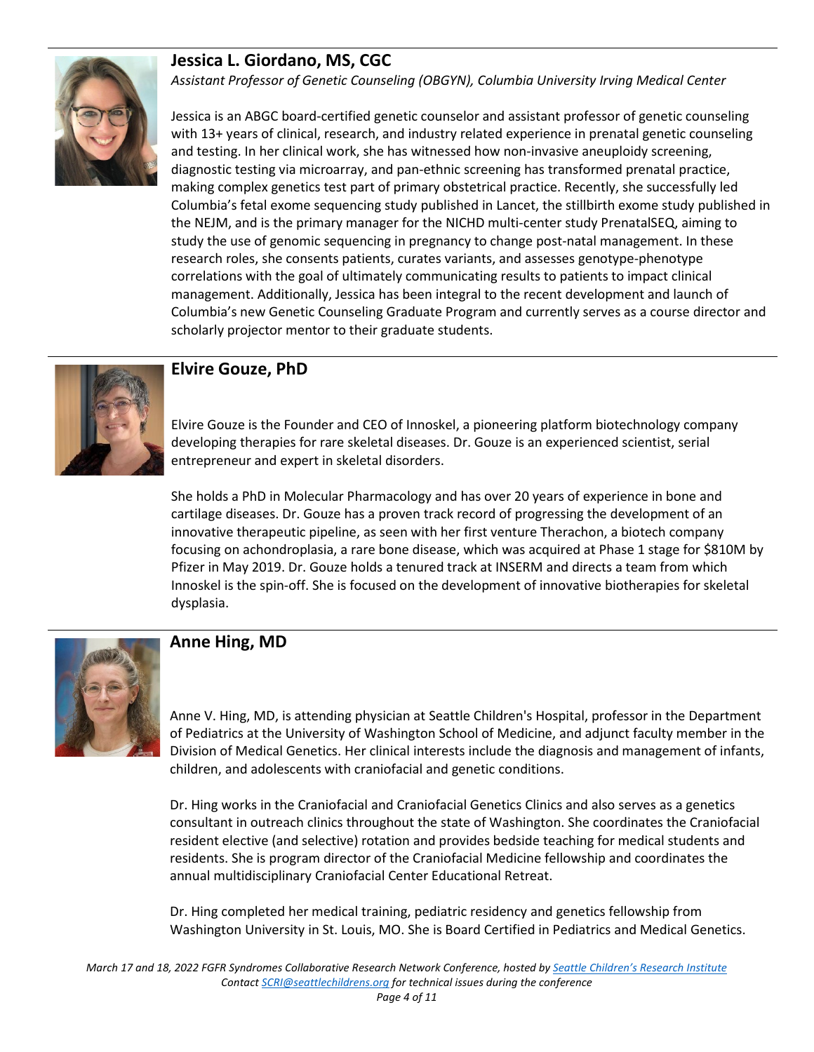## Jessica L. Giordano, MS, CGC

*Assistant Professor of Genetic Counseling (OBGYN), Columbia University Irving Medical Center*

Jessica is an ABGC board-certified genetic counselor and assistant professor of genetic counseling with 13+ years of clinical, research, and industry related experience in prenatal genetic counseling and testing. In her clinical work, she has witnessed how non-invasive aneuploidy screening, diagnostic testing via microarray, and pan-ethnic screening has transformed prenatal practice, making complex genetics test part of primary obstetrical practice. Recently, she successfully led Columbia's fetal exome sequencing study published in Lancet, the stillbirth exome study published in the NEJM, and is the primary manager for the NICHD multi-center study PrenatalSEQ, aiming to study the use of genomic sequencing in pregnancy to change post-natal management. In these research roles, she consents patients, curates variants, and assesses genotype-phenotype correlations with the goal of ultimately communicating results to patients to impact clinical management. Additionally, Jessica has been integral to the recent development and launch of Columbia's new Genetic Counseling Graduate Program and currently serves as a course director and scholarly projector mentor to their graduate students.

## Elvire Gouze, PhD

Elvire Gouze is the Founder and CEO of Innoskel, a pioneering platform biotechnology company developing therapies for rare skeletal diseases. Dr. Gouze is an experienced scientist, serial entrepreneur and expert in skeletal disorders.

She holds a PhD in Molecular Pharmacology and has over 20 years of experience in bone and cartilage diseases. Dr. Gouze has a proven track record of progressing the development of an innovative therapeutic pipeline, as seen with her first venture Therachon, a biotech company focusing on achondroplasia, a rare bone disease, which was acquired at Phase 1 stage for $810M by Pfizer in May 2019. Dr. Gouze holds a tenured track at INSERM and directs a team from which Innoskel is the spin-off. She is focused on the development of innovative biotherapies for skeletal dysplasia.

## Anne Hing, MD

Anne V. Hing, MD, is attending physician at Seattle Children's Hospital, professor in the Department of Pediatrics at the University of Washington School of Medicine, and adjunct faculty member in the Division of Medical Genetics. Her clinical interests include the diagnosis and management of infants, children, and adolescents with craniofacial and genetic conditions.

Dr. Hing works in the Craniofacial and Craniofacial Genetics Clinics and also serves as a genetics consultant in outreach clinics throughout the state of Washington. She coordinates the Craniofacial resident elective (and selective) rotation and provides bedside teaching for medical students and residents. She is program director of the Craniofacial Medicine fellowship and coordinates the annual multidisciplinary Craniofacial Center Educational Retreat.

Dr. Hing completed her medical training, pediatric residency and genetics fellowship from Washington University in St. Louis, MO. She is Board Certified in Pediatrics and Medical Genetics.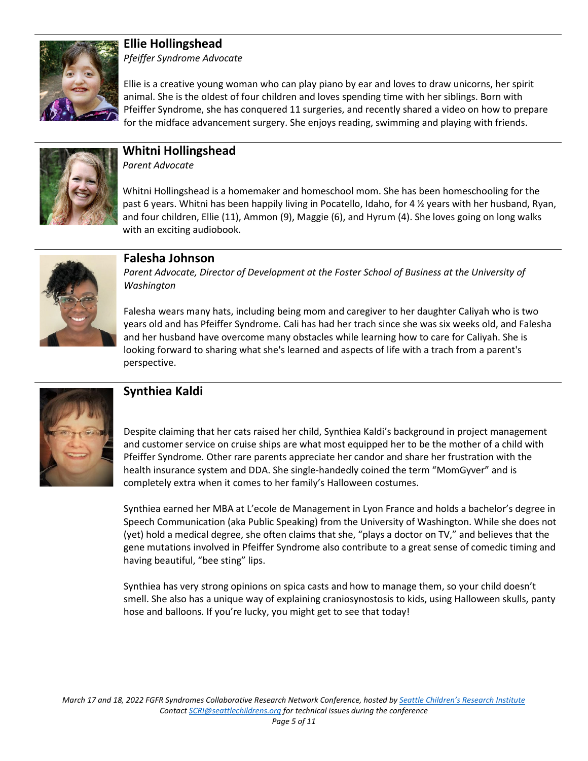## Ellie Hollingshead

*Pfeiffer Syndrome Advocate*

Ellie is a creative young woman who can play piano by ear and loves to draw unicorns, her spirit animal. She is the oldest of four children and loves spending time with her siblings. Born with Pfeiffer Syndrome, she has conquered 11 surgeries, and recently shared a video on how to prepare for the midface advancement surgery. She enjoys reading, swimming and playing with friends.

## Whitni Hollingshead

*Parent Advocate*

Whitni Hollingshead is a homemaker and homeschool mom. She has been homeschooling for the past 6 years. Whitni has been happily living in Pocatello, Idaho, for 4 ½ years with her husband, Ryan, and four children, Ellie (11), Ammon (9), Maggie (6), and Hyrum (4). She loves going on long walks with an exciting audiobook.

## Falesha Johnson

*Parent Advocate, Director of Development at the Foster School of Business at the University of Washington*

Falesha wears many hats, including being mom and caregiver to her daughter Caliyah who is two years old and has Pfeiffer Syndrome. Cali has had her trach since she was six weeks old, and Falesha and her husband have overcome many obstacles while learning how to care for Caliyah. She is looking forward to sharing what she's learned and aspects of life with a trach from a parent's perspective.

## Synthiea Kaldi

Despite claiming that her cats raised her child, Synthiea Kaldi's background in project management and customer service on cruise ships are what most equipped her to be the mother of a child with Pfeiffer Syndrome. Other rare parents appreciate her candor and share her frustration with the health insurance system and DDA. She single-handedly coined the term "MomGyver" and is completely extra when it comes to her family's Halloween costumes.

Synthiea earned her MBA at L'ecole de Management in Lyon France and holds a bachelor's degree in Speech Communication (aka Public Speaking) from the University of Washington. While she does not (yet) hold a medical degree, she often claims that she, "plays a doctor on TV," and believes that the gene mutations involved in Pfeiffer Syndrome also contribute to a great sense of comedic timing and having beautiful, "bee sting" lips.

Synthiea has very strong opinions on spica casts and how to manage them, so your child doesn't smell. She also has a unique way of explaining craniosynostosis to kids, using Halloween skulls, panty hose and balloons. If you're lucky, you might get to see that today!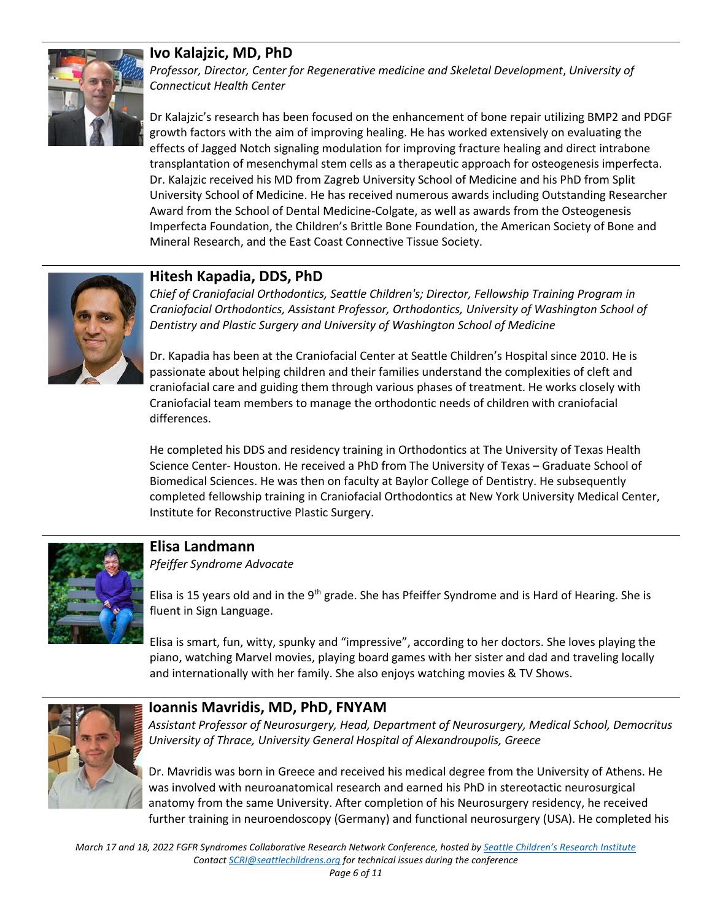## Ivo Kalajzic, MD, PhD

*Professor, Director, Center for Regenerative medicine and Skeletal Development, University of Connecticut Health Center*

Dr Kalajzic's research has been focused on the enhancement of bone repair utilizing BMP2 and PDGF growth factors with the aim of improving healing. He has worked extensively on evaluating the effects of Jagged Notch signaling modulation for improving fracture healing and direct intrabone transplantation of mesenchymal stem cells as a therapeutic approach for osteogenesis imperfecta. Dr. Kalajzic received his MD from Zagreb University School of Medicine and his PhD from Split University School of Medicine. He has received numerous awards including Outstanding Researcher Award from the School of Dental Medicine-Colgate, as well as awards from the Osteogenesis Imperfecta Foundation, the Children's Brittle Bone Foundation, the American Society of Bone and Mineral Research, and the East Coast Connective Tissue Society.

## Hitesh Kapadia, DDS, PhD

*Chief of Craniofacial Orthodontics, Seattle Children's; Director, Fellowship Training Program in Craniofacial Orthodontics, Assistant Professor, Orthodontics, University of Washington School of Dentistry and Plastic Surgery and University of Washington School of Medicine*

Dr. Kapadia has been at the Craniofacial Center at Seattle Children's Hospital since 2010. He is passionate about helping children and their families understand the complexities of cleft and craniofacial care and guiding them through various phases of treatment. He works closely with Craniofacial team members to manage the orthodontic needs of children with craniofacial differences.

He completed his DDS and residency training in Orthodontics at The University of Texas Health Science Center- Houston. He received a PhD from The University of Texas – Graduate School of Biomedical Sciences. He was then on faculty at Baylor College of Dentistry. He subsequently completed fellowship training in Craniofacial Orthodontics at New York University Medical Center, Institute for Reconstructive Plastic Surgery.

## Elisa Landmann

*Pfeiffer Syndrome Advocate*

Elisa is 15 years old and in the 9th grade. She has Pfeiffer Syndrome and is Hard of Hearing. She is fluent in Sign Language.

Elisa is smart, fun, witty, spunky and "impressive", according to her doctors. She loves playing the piano, watching Marvel movies, playing board games with her sister and dad and traveling locally and internationally with her family. She also enjoys watching movies & TV Shows.

## Ioannis Mavridis, MD, PhD, FNYAM

*Assistant Professor of Neurosurgery, Head, Department of Neurosurgery, Medical School, Democritus University of Thrace, University General Hospital of Alexandroupolis, Greece*

Dr. Mavridis was born in Greece and received his medical degree from the University of Athens. He was involved with neuroanatomical research and earned his PhD in stereotactic neurosurgical anatomy from the same University. After completion of his Neurosurgery residency, he received further training in neuroendoscopy (Germany) and functional neurosurgery (USA). He completed his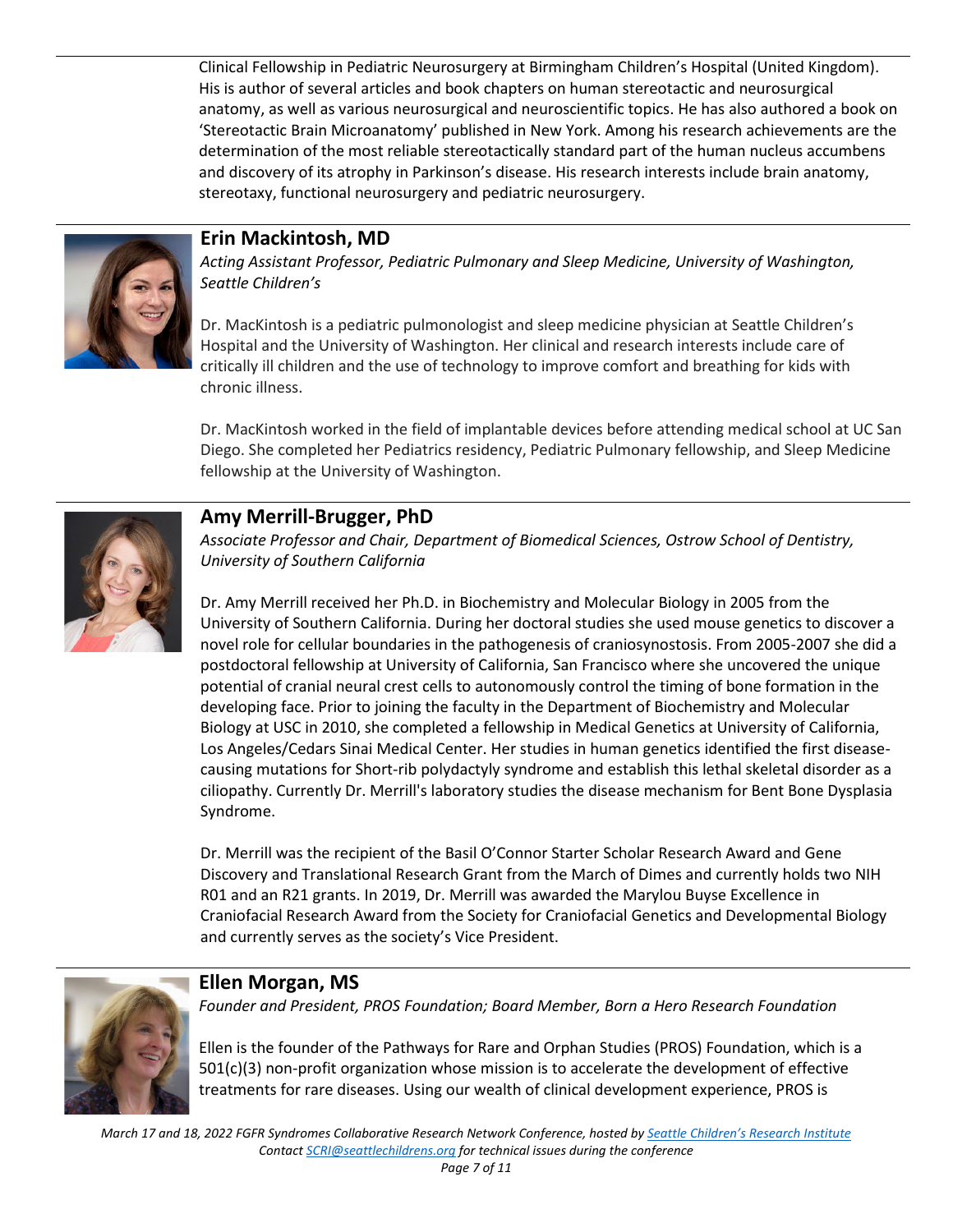Clinical Fellowship in Pediatric Neurosurgery at Birmingham Children's Hospital (United Kingdom). His is author of several articles and book chapters on human stereotactic and neurosurgical anatomy, as well as various neurosurgical and neuroscientific topics. He has also authored a book on 'Stereotactic Brain Microanatomy' published in New York. Among his research achievements are the determination of the most reliable stereotactically standard part of the human nucleus accumbens and discovery of its atrophy in Parkinson's disease. His research interests include brain anatomy, stereotaxy, functional neurosurgery and pediatric neurosurgery.

## Erin Mackintosh, MD

*Acting Assistant Professor, Pediatric Pulmonary and Sleep Medicine, University of Washington, Seattle Children's*

Dr. MacKintosh is a pediatric pulmonologist and sleep medicine physician at Seattle Children's Hospital and the University of Washington. Her clinical and research interests include care of critically ill children and the use of technology to improve comfort and breathing for kids with chronic illness.

Dr. MacKintosh worked in the field of implantable devices before attending medical school at UC San Diego. She completed her Pediatrics residency, Pediatric Pulmonary fellowship, and Sleep Medicine fellowship at the University of Washington.

## Amy Merrill-Brugger, PhD

*Associate Professor and Chair, Department of Biomedical Sciences, Ostrow School of Dentistry, University of Southern California*

Dr. Amy Merrill received her Ph.D. in Biochemistry and Molecular Biology in 2005 from the University of Southern California. During her doctoral studies she used mouse genetics to discover a novel role for cellular boundaries in the pathogenesis of craniosynostosis. From 2005-2007 she did a postdoctoral fellowship at University of California, San Francisco where she uncovered the unique potential of cranial neural crest cells to autonomously control the timing of bone formation in the developing face. Prior to joining the faculty in the Department of Biochemistry and Molecular Biology at USC in 2010, she completed a fellowship in Medical Genetics at University of California, Los Angeles/Cedars Sinai Medical Center. Her studies in human genetics identified the first disease-causing mutations for Short-rib polydactyly syndrome and establish this lethal skeletal disorder as a ciliopathy. Currently Dr. Merrill's laboratory studies the disease mechanism for Bent Bone Dysplasia Syndrome.

Dr. Merrill was the recipient of the Basil O'Connor Starter Scholar Research Award and Gene Discovery and Translational Research Grant from the March of Dimes and currently holds two NIH R01 and an R21 grants. In 2019, Dr. Merrill was awarded the Marylou Buyse Excellence in Craniofacial Research Award from the Society for Craniofacial Genetics and Developmental Biology and currently serves as the society's Vice President.

## Ellen Morgan, MS

*Founder and President, PROS Foundation; Board Member, Born a Hero Research Foundation*

Ellen is the founder of the Pathways for Rare and Orphan Studies (PROS) Foundation, which is a 501(c)(3) non-profit organization whose mission is to accelerate the development of effective treatments for rare diseases. Using our wealth of clinical development experience, PROS is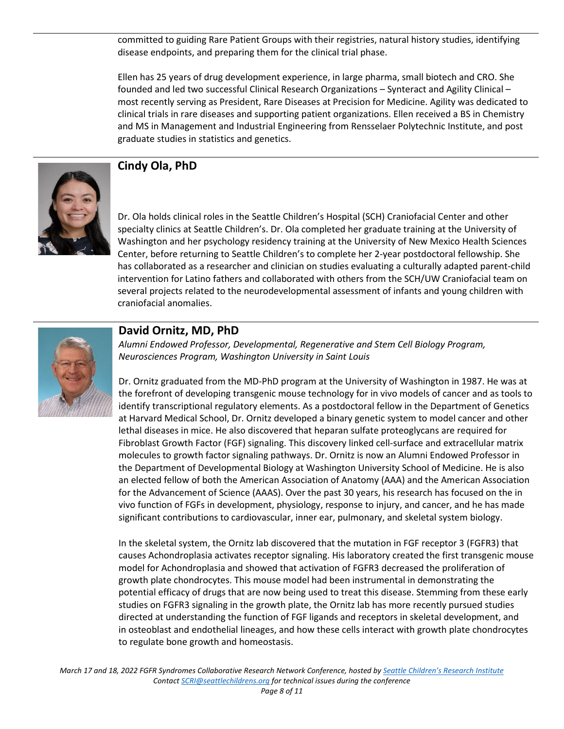committed to guiding Rare Patient Groups with their registries, natural history studies, identifying disease endpoints, and preparing them for the clinical trial phase.

Ellen has 25 years of drug development experience, in large pharma, small biotech and CRO. She founded and led two successful Clinical Research Organizations – Synteract and Agility Clinical – most recently serving as President, Rare Diseases at Precision for Medicine. Agility was dedicated to clinical trials in rare diseases and supporting patient organizations. Ellen received a BS in Chemistry and MS in Management and Industrial Engineering from Rensselaer Polytechnic Institute, and post graduate studies in statistics and genetics.

## Cindy Ola, PhD

Dr. Ola holds clinical roles in the Seattle Children's Hospital (SCH) Craniofacial Center and other specialty clinics at Seattle Children's. Dr. Ola completed her graduate training at the University of Washington and her psychology residency training at the University of New Mexico Health Sciences Center, before returning to Seattle Children's to complete her 2-year postdoctoral fellowship. She has collaborated as a researcher and clinician on studies evaluating a culturally adapted parent-child intervention for Latino fathers and collaborated with others from the SCH/UW Craniofacial team on several projects related to the neurodevelopmental assessment of infants and young children with craniofacial anomalies.

## David Ornitz, MD, PhD

*Alumni Endowed Professor, Developmental, Regenerative and Stem Cell Biology Program, Neurosciences Program, Washington University in Saint Louis*

Dr. Ornitz graduated from the MD-PhD program at the University of Washington in 1987. He was at the forefront of developing transgenic mouse technology for in vivo models of cancer and as tools to identify transcriptional regulatory elements. As a postdoctoral fellow in the Department of Genetics at Harvard Medical School, Dr. Ornitz developed a binary genetic system to model cancer and other lethal diseases in mice. He also discovered that heparan sulfate proteoglycans are required for Fibroblast Growth Factor (FGF) signaling. This discovery linked cell-surface and extracellular matrix molecules to growth factor signaling pathways. Dr. Ornitz is now an Alumni Endowed Professor in the Department of Developmental Biology at Washington University School of Medicine. He is also an elected fellow of both the American Association of Anatomy (AAA) and the American Association for the Advancement of Science (AAAS). Over the past 30 years, his research has focused on the in vivo function of FGFs in development, physiology, response to injury, and cancer, and he has made significant contributions to cardiovascular, inner ear, pulmonary, and skeletal system biology.

In the skeletal system, the Ornitz lab discovered that the mutation in FGF receptor 3 (FGFR3) that causes Achondroplasia activates receptor signaling. His laboratory created the first transgenic mouse model for Achondroplasia and showed that activation of FGFR3 decreased the proliferation of growth plate chondrocytes. This mouse model had been instrumental in demonstrating the potential efficacy of drugs that are now being used to treat this disease. Stemming from these early studies on FGFR3 signaling in the growth plate, the Ornitz lab has more recently pursued studies directed at understanding the function of FGF ligands and receptors in skeletal development, and in osteoblast and endothelial lineages, and how these cells interact with growth plate chondrocytes to regulate bone growth and homeostasis.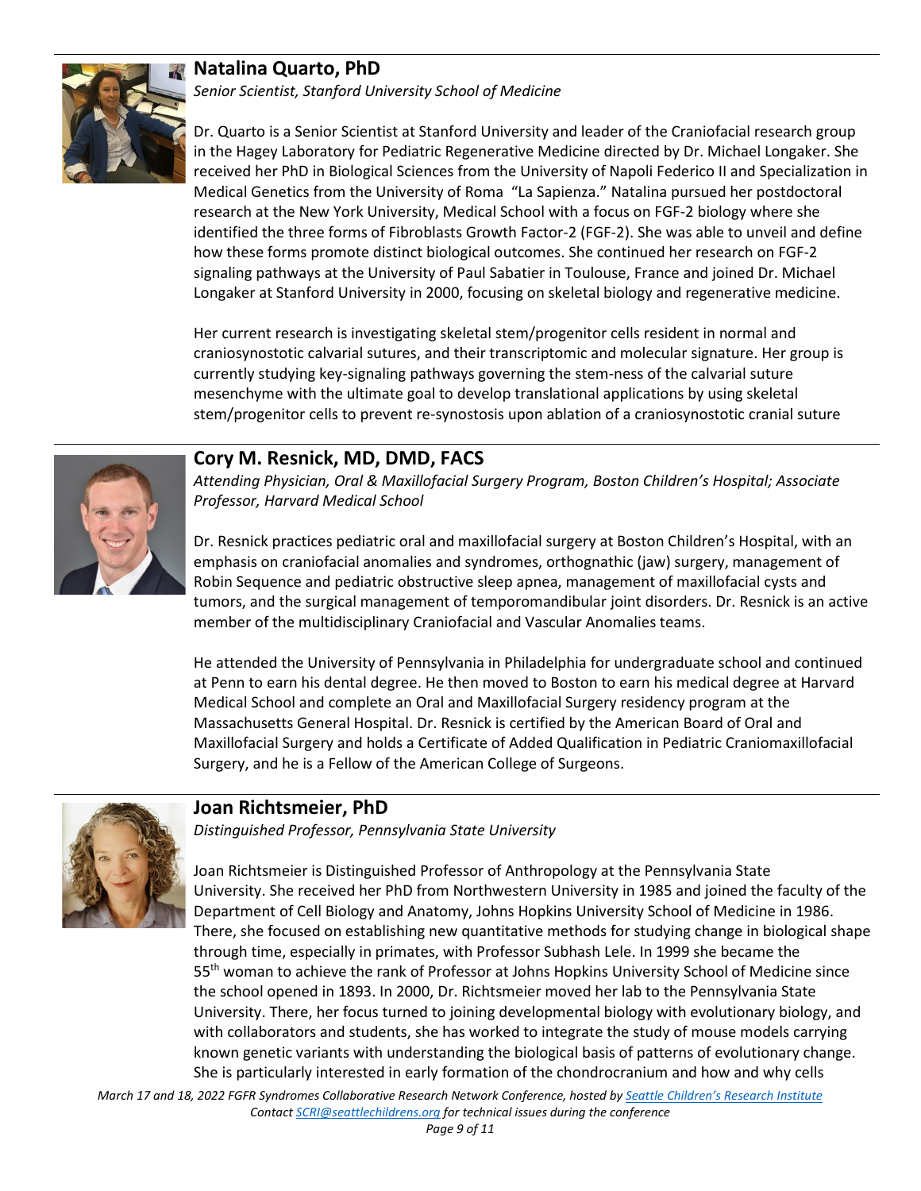## Natalina Quarto, PhD

*Senior Scientist, Stanford University School of Medicine*

Dr. Quarto is a Senior Scientist at Stanford University and leader of the Craniofacial research group in the Hagey Laboratory for Pediatric Regenerative Medicine directed by Dr. Michael Longaker. She received her PhD in Biological Sciences from the University of Napoli Federico II and Specialization in Medical Genetics from the University of Roma "La Sapienza." Natalina pursued her postdoctoral research at the New York University, Medical School with a focus on FGF-2 biology where she identified the three forms of Fibroblasts Growth Factor-2 (FGF-2). She was able to unveil and define how these forms promote distinct biological outcomes. She continued her research on FGF-2 signaling pathways at the University of Paul Sabatier in Toulouse, France and joined Dr. Michael Longaker at Stanford University in 2000, focusing on skeletal biology and regenerative medicine.

Her current research is investigating skeletal stem/progenitor cells resident in normal and craniosynostotic calvarial sutures, and their transcriptomic and molecular signature. Her group is currently studying key-signaling pathways governing the stem-ness of the calvarial suture mesenchyme with the ultimate goal to develop translational applications by using skeletal stem/progenitor cells to prevent re-synostosis upon ablation of a craniosynostotic cranial suture

## Cory M. Resnick, MD, DMD, FACS

*Attending Physician, Oral & Maxillofacial Surgery Program, Boston Children's Hospital; Associate Professor, Harvard Medical School*

Dr. Resnick practices pediatric oral and maxillofacial surgery at Boston Children's Hospital, with an emphasis on craniofacial anomalies and syndromes, orthognathic (jaw) surgery, management of Robin Sequence and pediatric obstructive sleep apnea, management of maxillofacial cysts and tumors, and the surgical management of temporomandibular joint disorders. Dr. Resnick is an active member of the multidisciplinary Craniofacial and Vascular Anomalies teams.

He attended the University of Pennsylvania in Philadelphia for undergraduate school and continued at Penn to earn his dental degree. He then moved to Boston to earn his medical degree at Harvard Medical School and complete an Oral and Maxillofacial Surgery residency program at the Massachusetts General Hospital. Dr. Resnick is certified by the American Board of Oral and Maxillofacial Surgery and holds a Certificate of Added Qualification in Pediatric Craniomaxillofacial Surgery, and he is a Fellow of the American College of Surgeons.

## Joan Richtsmeier, PhD

*Distinguished Professor, Pennsylvania State University*

Joan Richtsmeier is Distinguished Professor of Anthropology at the Pennsylvania State University. She received her PhD from Northwestern University in 1985 and joined the faculty of the Department of Cell Biology and Anatomy, Johns Hopkins University School of Medicine in 1986. There, she focused on establishing new quantitative methods for studying change in biological shape through time, especially in primates, with Professor Subhash Lele. In 1999 she became the 55th woman to achieve the rank of Professor at Johns Hopkins University School of Medicine since the school opened in 1893. In 2000, Dr. Richtsmeier moved her lab to the Pennsylvania State University. There, her focus turned to joining developmental biology with evolutionary biology, and with collaborators and students, she has worked to integrate the study of mouse models carrying known genetic variants with understanding the biological basis of patterns of evolutionary change. She is particularly interested in early formation of the chondrocranium and how and why cells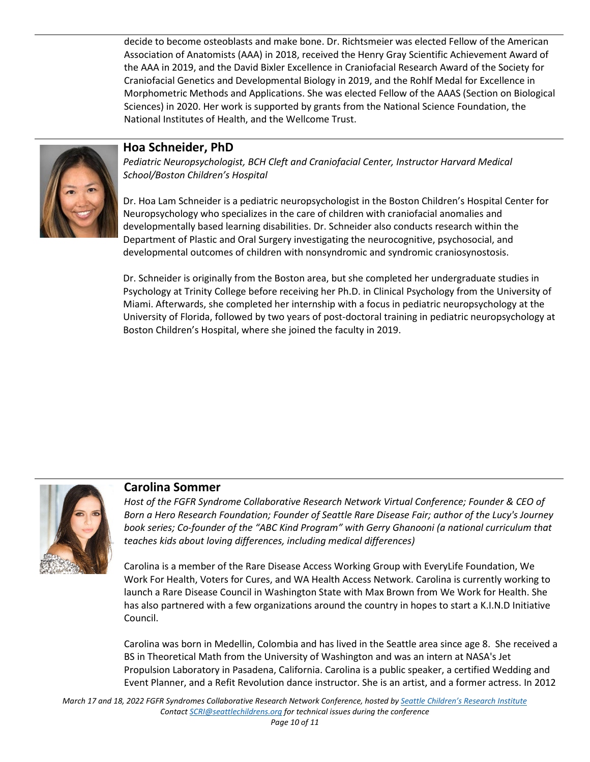decide to become osteoblasts and make bone. Dr. Richtsmeier was elected Fellow of the American Association of Anatomists (AAA) in 2018, received the Henry Gray Scientific Achievement Award of the AAA in 2019, and the David Bixler Excellence in Craniofacial Research Award of the Society for Craniofacial Genetics and Developmental Biology in 2019, and the Rohlf Medal for Excellence in Morphometric Methods and Applications. She was elected Fellow of the AAAS (Section on Biological Sciences) in 2020. Her work is supported by grants from the National Science Foundation, the National Institutes of Health, and the Wellcome Trust.

## Hoa Schneider, PhD

*Pediatric Neuropsychologist, BCH Cleft and Craniofacial Center, Instructor Harvard Medical School/Boston Children's Hospital*

Dr. Hoa Lam Schneider is a pediatric neuropsychologist in the Boston Children's Hospital Center for Neuropsychology who specializes in the care of children with craniofacial anomalies and developmentally based learning disabilities. Dr. Schneider also conducts research within the Department of Plastic and Oral Surgery investigating the neurocognitive, psychosocial, and developmental outcomes of children with nonsyndromic and syndromic craniosynostosis.

Dr. Schneider is originally from the Boston area, but she completed her undergraduate studies in Psychology at Trinity College before receiving her Ph.D. in Clinical Psychology from the University of Miami. Afterwards, she completed her internship with a focus in pediatric neuropsychology at the University of Florida, followed by two years of post-doctoral training in pediatric neuropsychology at Boston Children's Hospital, where she joined the faculty in 2019.

## Carolina Sommer

*Host of the FGFR Syndrome Collaborative Research Network Virtual Conference; Founder & CEO of Born a Hero Research Foundation; Founder of Seattle Rare Disease Fair; author of the Lucy's Journey book series; Co-founder of the "ABC Kind Program" with Gerry Ghanooni (a national curriculum that teaches kids about loving differences, including medical differences)*

Carolina is a member of the Rare Disease Access Working Group with EveryLife Foundation, We Work For Health, Voters for Cures, and WA Health Access Network. Carolina is currently working to launch a Rare Disease Council in Washington State with Max Brown from We Work for Health. She has also partnered with a few organizations around the country in hopes to start a K.I.N.D Initiative Council.

Carolina was born in Medellin, Colombia and has lived in the Seattle area since age 8. She received a BS in Theoretical Math from the University of Washington and was an intern at NASA's Jet Propulsion Laboratory in Pasadena, California. Carolina is a public speaker, a certified Wedding and Event Planner, and a Refit Revolution dance instructor. She is an artist, and a former actress. In 2012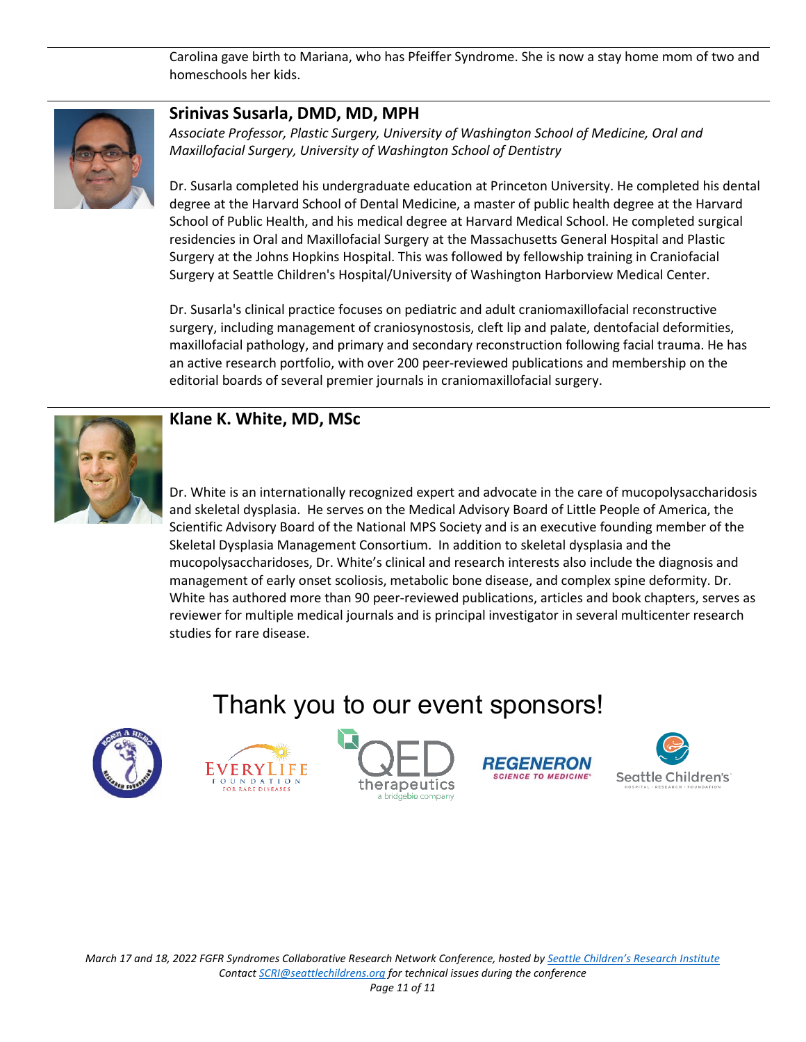Carolina gave birth to Mariana, who has Pfeiffer Syndrome. She is now a stay home mom of two and homeschools her kids.

## Srinivas Susarla, DMD, MD, MPH

*Associate Professor, Plastic Surgery, University of Washington School of Medicine, Oral and Maxillofacial Surgery, University of Washington School of Dentistry*

Dr. Susarla completed his undergraduate education at Princeton University. He completed his dental degree at the Harvard School of Dental Medicine, a master of public health degree at the Harvard School of Public Health, and his medical degree at Harvard Medical School. He completed surgical residencies in Oral and Maxillofacial Surgery at the Massachusetts General Hospital and Plastic Surgery at the Johns Hopkins Hospital. This was followed by fellowship training in Craniofacial Surgery at Seattle Children's Hospital/University of Washington Harborview Medical Center.

Dr. Susarla's clinical practice focuses on pediatric and adult craniomaxillofacial reconstructive surgery, including management of craniosynostosis, cleft lip and palate, dentofacial deformities, maxillofacial pathology, and primary and secondary reconstruction following facial trauma. He has an active research portfolio, with over 200 peer-reviewed publications and membership on the editorial boards of several premier journals in craniomaxillofacial surgery.

## Klane K. White, MD, MSc

Dr. White is an internationally recognized expert and advocate in the care of mucopolysaccharidosis and skeletal dysplasia. He serves on the Medical Advisory Board of Little People of America, the Scientific Advisory Board of the National MPS Society and is an executive founding member of the Skeletal Dysplasia Management Consortium. In addition to skeletal dysplasia and the mucopolysaccharidoses, Dr. White's clinical and research interests also include the diagnosis and management of early onset scoliosis, metabolic bone disease, and complex spine deformity. Dr. White has authored more than 90 peer-reviewed publications, articles and book chapters, serves as reviewer for multiple medical journals and is principal investigator in several multicenter research studies for rare disease.

# Thank you to our event sponsors!

Born a Hero Research Foundation

EveryLife Foundation for Rare Diseases

QED therapeutics, a bridgebio company

REGENERON SCIENCE TO MEDICINE

Seattle Children's Hospital • Research • Foundation